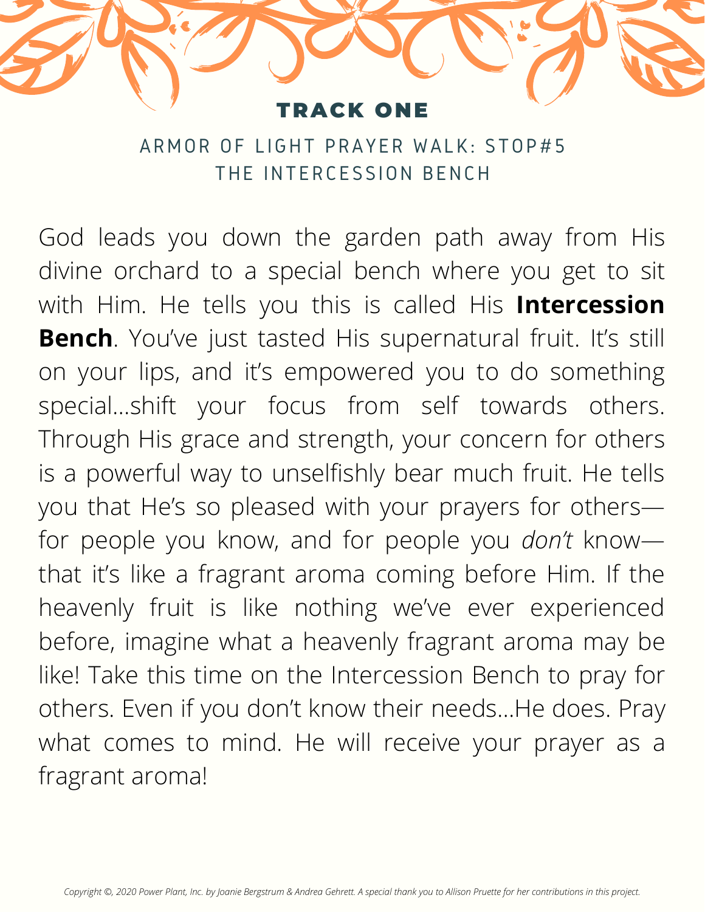# TRACK ONE

## ARMOR OF LIGHT PRAYER WALK: STOP#5
## THE INTERCESSION BENCH

God leads you down the garden path away from His divine orchard to a special bench where you get to sit with Him. He tells you this is called His **Intercession Bench**. You've just tasted His supernatural fruit. It's still on your lips, and it's empowered you to do something special...shift your focus from self towards others. Through His grace and strength, your concern for others is a powerful way to unselfishly bear much fruit. He tells you that He's so pleased with your prayers for others—for people you know, and for people you *don't* know—that it's like a fragrant aroma coming before Him. If the heavenly fruit is like nothing we've ever experienced before, imagine what a heavenly fragrant aroma may be like! Take this time on the Intercession Bench to pray for others. Even if you don't know their needs...He does. Pray what comes to mind. He will receive your prayer as a fragrant aroma!

*Copyright ©, 2020 Power Plant, Inc. by Joanie Bergstrum & Andrea Gehrett. A special thank you to Allison Pruette for her contributions in this project.*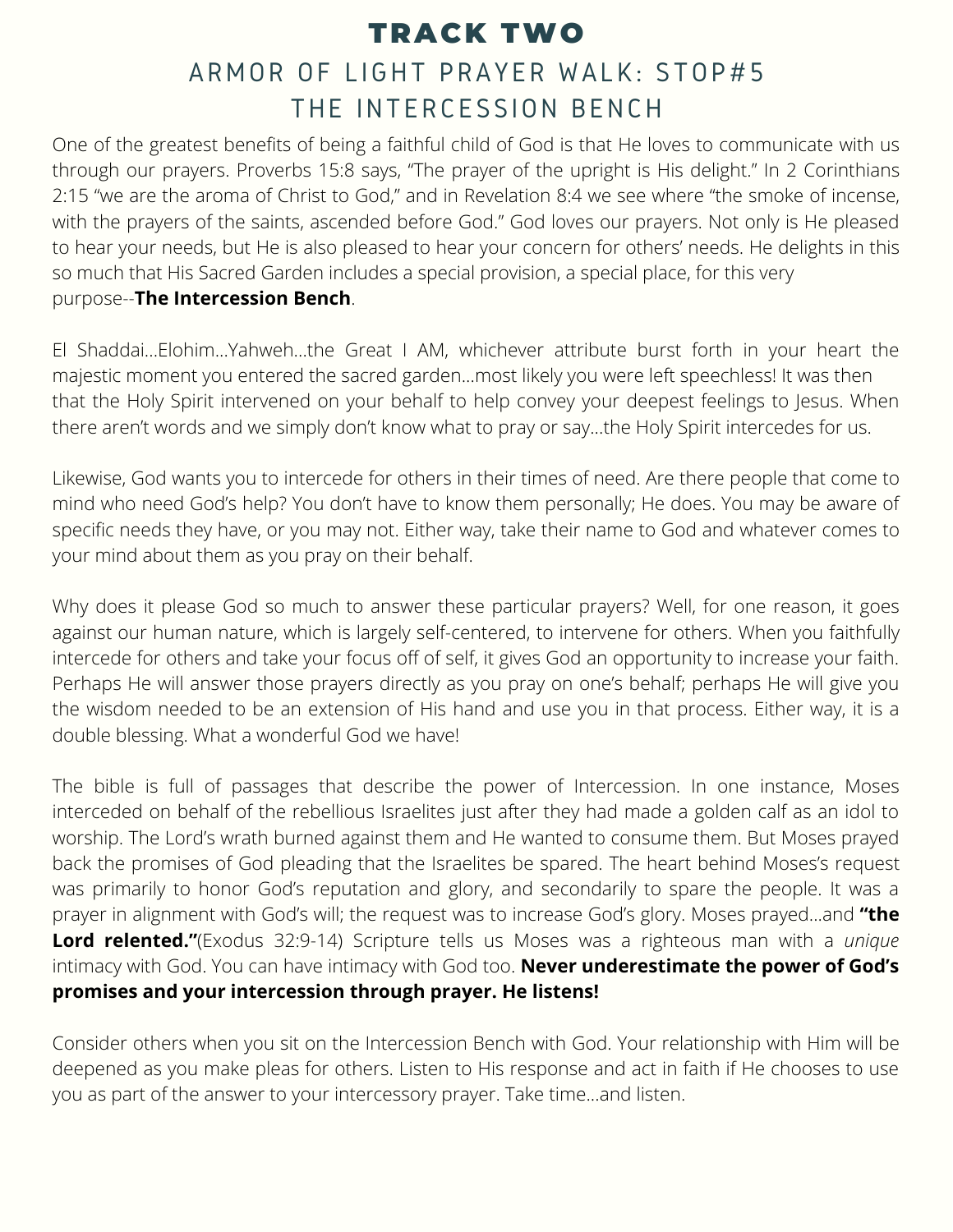# TRACK TWO

## ARMOR OF LIGHT PRAYER WALK: STOP#5
## THE INTERCESSION BENCH

One of the greatest benefits of being a faithful child of God is that He loves to communicate with us through our prayers. Proverbs 15:8 says, "The prayer of the upright is His delight." In 2 Corinthians 2:15 "we are the aroma of Christ to God," and in Revelation 8:4 we see where "the smoke of incense, with the prayers of the saints, ascended before God." God loves our prayers. Not only is He pleased to hear your needs, but He is also pleased to hear your concern for others' needs. He delights in this so much that His Sacred Garden includes a special provision, a special place, for this very purpose--**The Intercession Bench**.

El Shaddai…Elohim…Yahweh…the Great I AM, whichever attribute burst forth in your heart the majestic moment you entered the sacred garden…most likely you were left speechless! It was then that the Holy Spirit intervened on your behalf to help convey your deepest feelings to Jesus. When there aren't words and we simply don't know what to pray or say…the Holy Spirit intercedes for us.

Likewise, God wants you to intercede for others in their times of need. Are there people that come to mind who need God's help? You don't have to know them personally; He does. You may be aware of specific needs they have, or you may not. Either way, take their name to God and whatever comes to your mind about them as you pray on their behalf.

Why does it please God so much to answer these particular prayers? Well, for one reason, it goes against our human nature, which is largely self-centered, to intervene for others. When you faithfully intercede for others and take your focus off of self, it gives God an opportunity to increase your faith. Perhaps He will answer those prayers directly as you pray on one's behalf; perhaps He will give you the wisdom needed to be an extension of His hand and use you in that process. Either way, it is a double blessing. What a wonderful God we have!

The bible is full of passages that describe the power of Intercession. In one instance, Moses interceded on behalf of the rebellious Israelites just after they had made a golden calf as an idol to worship. The Lord's wrath burned against them and He wanted to consume them. But Moses prayed back the promises of God pleading that the Israelites be spared. The heart behind Moses's request was primarily to honor God's reputation and glory, and secondarily to spare the people. It was a prayer in alignment with God's will; the request was to increase God's glory. Moses prayed…and **"the Lord relented."**(Exodus 32:9-14) Scripture tells us Moses was a righteous man with a *unique* intimacy with God. You can have intimacy with God too. **Never underestimate the power of God's promises and your intercession through prayer. He listens!**

Consider others when you sit on the Intercession Bench with God. Your relationship with Him will be deepened as you make pleas for others. Listen to His response and act in faith if He chooses to use you as part of the answer to your intercessory prayer. Take time…and listen.